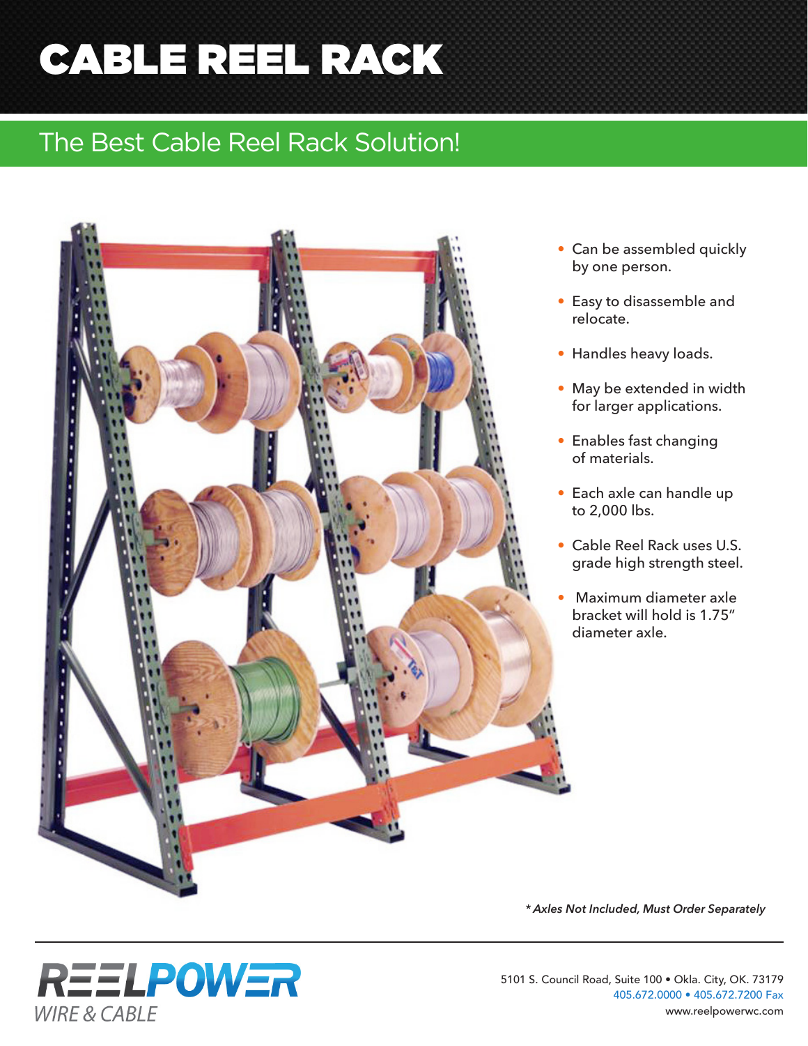# CABLE REEL RACK

## The Best Cable Reel Rack Solution!

- Can be assembled quickly by one person.
- Easy to disassemble and relocate.
- Handles heavy loads.
- May be extended in width for larger applications.
- Enables fast changing of materials.
- Each axle can handle up to 2,000 lbs.
- Cable Reel Rack uses U.S. grade high strength steel.
- Maximum diameter axle bracket will hold is 1.75" diameter axle.

*\* Axles Not Included, Must Order Separately*

---

REELPOWER WIRE & CABLE

5101 S. Council Road, Suite 100 • Okla. City, OK. 73179
405.672.0000 • 405.672.7200 Fax
www.reelpowerwc.com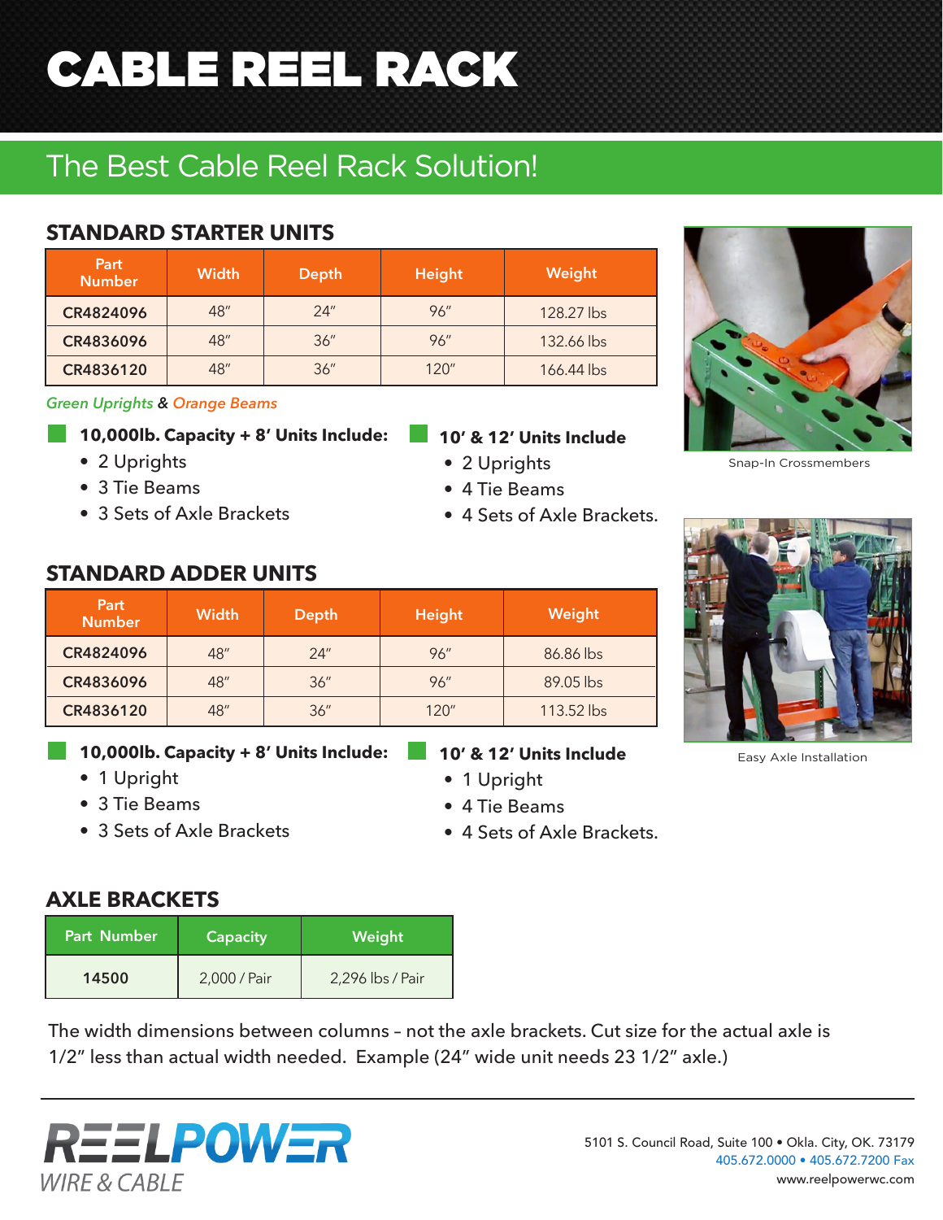# CABLE REEL RACK

## The Best Cable Reel Rack Solution!

### STANDARD STARTER UNITS

| Part Number | Width | Depth | Height | Weight |
|---|---|---|---|---|
| CR4824096 | 48" | 24" | 96" | 128.27 lbs |
| CR4836096 | 48" | 36" | 96" | 132.66 lbs |
| CR4836120 | 48" | 36" | 120" | 166.44 lbs |

*Green Uprights* & *Orange Beams*

**10,000lb. Capacity + 8' Units Include:**

- 2 Uprights
- 3 Tie Beams
- 3 Sets of Axle Brackets

**10' & 12' Units Include**

- 2 Uprights
- 4 Tie Beams
- 4 Sets of Axle Brackets.

Snap-In Crossmembers

### STANDARD ADDER UNITS

| Part Number | Width | Depth | Height | Weight |
|---|---|---|---|---|
| CR4824096 | 48" | 24" | 96" | 86.86 lbs |
| CR4836096 | 48" | 36" | 96" | 89.05 lbs |
| CR4836120 | 48" | 36" | 120" | 113.52 lbs |

**10,000lb. Capacity + 8' Units Include:**

- 1 Upright
- 3 Tie Beams
- 3 Sets of Axle Brackets

**10' & 12' Units Include**

- 1 Upright
- 4 Tie Beams
- 4 Sets of Axle Brackets.

Easy Axle Installation

### AXLE BRACKETS

| Part Number | Capacity | Weight |
|---|---|---|
| 14500 | 2,000 / Pair | 2,296 lbs / Pair |

The width dimensions between columns – not the axle brackets. Cut size for the actual axle is 1/2" less than actual width needed. Example (24" wide unit needs 23 1/2" axle.)

REELPOWER WIRE & CABLE

5101 S. Council Road, Suite 100 • Okla. City, OK. 73179
405.672.0000 • 405.672.7200 Fax
www.reelpowerwc.com